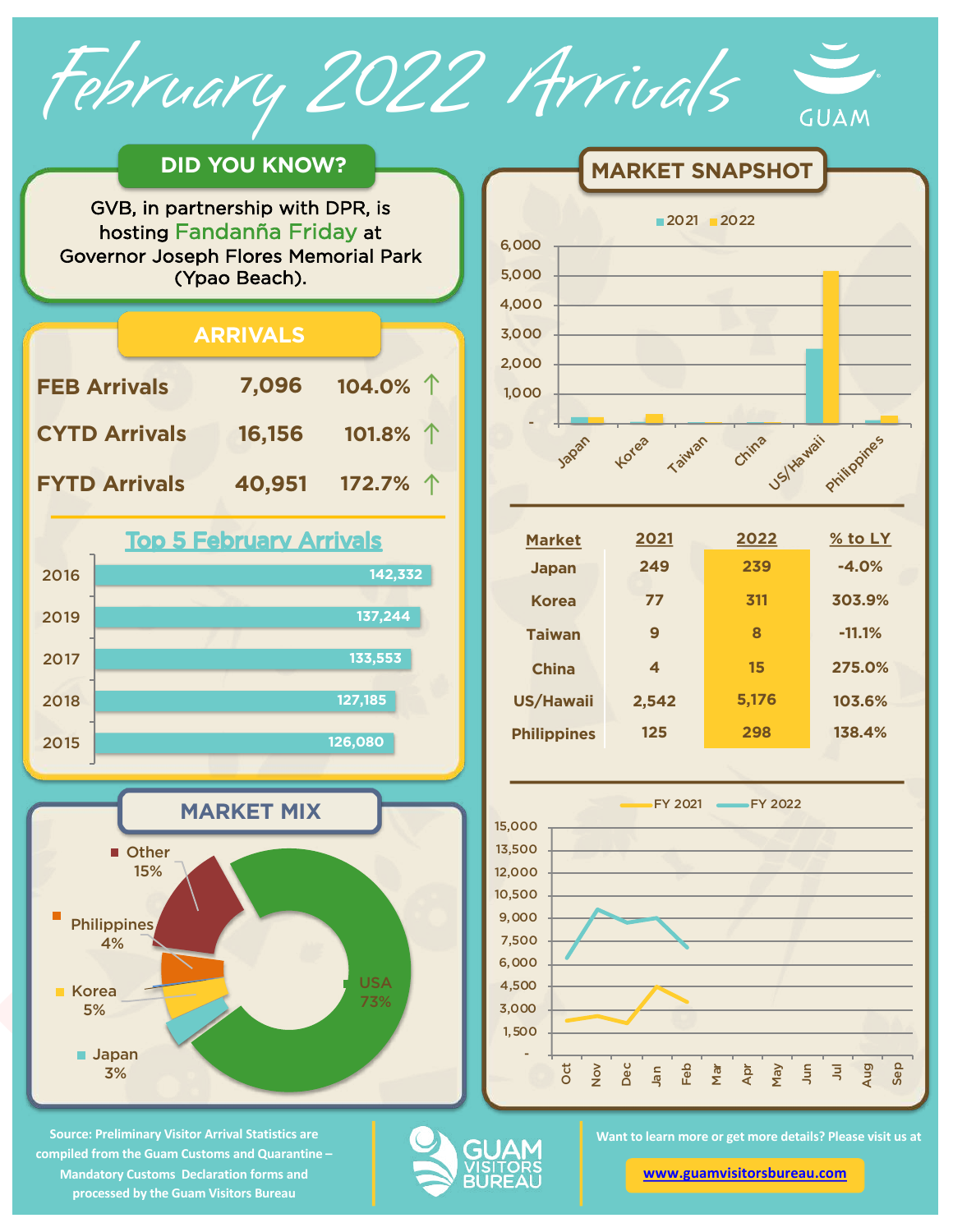# February 2022 Arrivals

GUAM

## DID YOU KNOW?

GVB, in partnership with DPR, is hosting Fandanña Friday at Governor Joseph Flores Memorial Park (Ypao Beach).

## ARRIVALS

| | | |
|---|---|---|
| FEB Arrivals | 7,096 | 104.0% ↑ |
| CYTD Arrivals | 16,156 | 101.8% ↑ |
| FYTD Arrivals | 40,951 | 172.7% ↑ |

### Top 5 February Arrivals

| Year | Arrivals |
|---|---|
| 2016 | 142,332 |
| 2019 | 137,244 |
| 2017 | 133,553 |
| 2018 | 127,185 |
| 2015 | 126,080 |

## MARKET MIX

- USA 73%
- Other 15%
- Philippines 4%
- Korea 5%
- Japan 3%

## MARKET SNAPSHOT

| Market | 2021 | 2022 | % to LY |
|---|---|---|---|
| Japan | 249 | 239 | -4.0% |
| Korea | 77 | 311 | 303.9% |
| Taiwan | 9 | 8 | -11.1% |
| China | 4 | 15 | 275.0% |
| US/Hawaii | 2,542 | 5,176 | 103.6% |
| Philippines | 125 | 298 | 138.4% |

FY 2021 vs FY 2022 (Oct–Sep)

Source: Preliminary Visitor Arrival Statistics are compiled from the Guam Customs and Quarantine – Mandatory Customs Declaration forms and processed by the Guam Visitors Bureau

GUAM VISITORS BUREAU

Want to learn more or get more details? Please visit us at

www.guamvisitorsbureau.com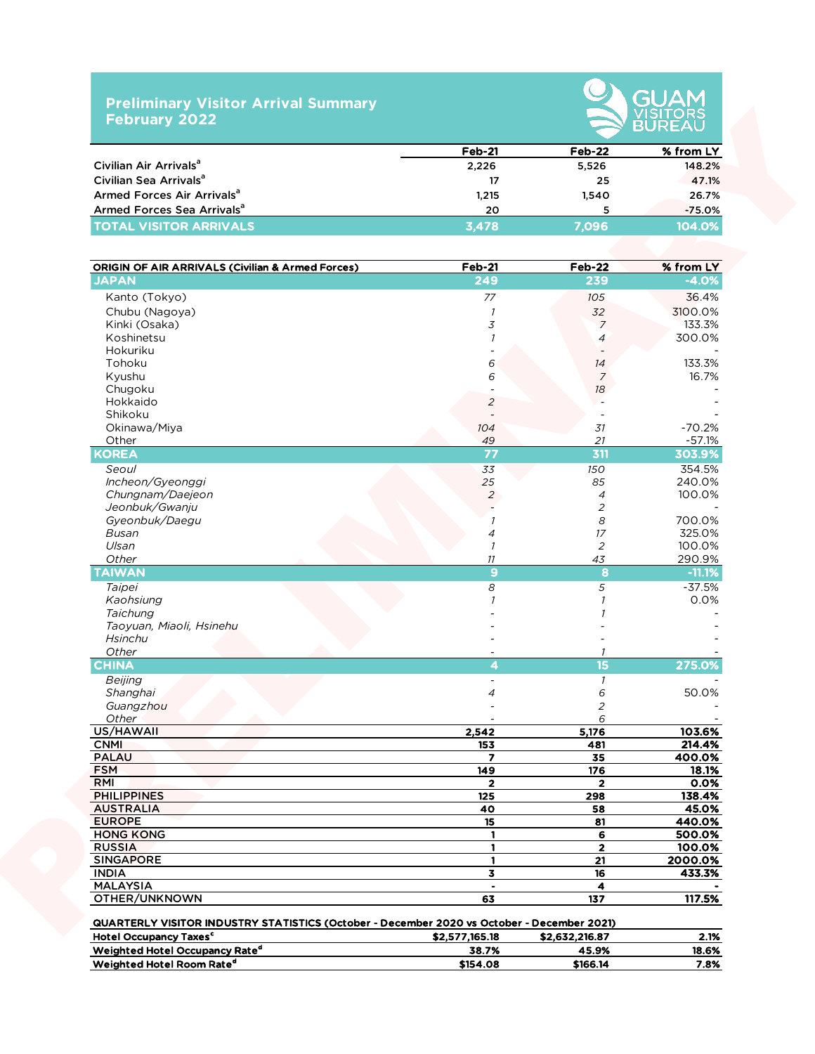# Preliminary Visitor Arrival Summary
# February 2022

GUAM VISITORS BUREAU

| | Feb-21 | Feb-22 | % from LY |
|---|---|---|---|
| Civilian Air Arrivals[a] | 2,226 | 5,526 | 148.2% |
| Civilian Sea Arrivals[a] | 17 | 25 | 47.1% |
| Armed Forces Air Arrivals[a] | 1,215 | 1,540 | 26.7% |
| Armed Forces Sea Arrivals[a] | 20 | 5 | -75.0% |
| **TOTAL VISITOR ARRIVALS** | **3,478** | **7,096** | **104.0%** |

| ORIGIN OF AIR ARRIVALS (Civilian & Armed Forces) | Feb-21 | Feb-22 | % from LY |
|---|---|---|---|
| **JAPAN** | **249** | **239** | **-4.0%** |
| Kanto (Tokyo) | 77 | 105 | 36.4% |
| Chubu (Nagoya) | 1 | 32 | 3100.0% |
| Kinki (Osaka) | 3 | 7 | 133.3% |
| Koshinetsu | 1 | 4 | 300.0% |
| Hokuriku | - | - | - |
| Tohoku | 6 | 14 | 133.3% |
| Kyushu | 6 | 7 | 16.7% |
| Chugoku | - | 18 | - |
| Hokkaido | 2 | - | - |
| Shikoku | - | - | - |
| Okinawa/Miya | 104 | 31 | -70.2% |
| Other | 49 | 21 | -57.1% |
| **KOREA** | **77** | **311** | **303.9%** |
| *Seoul* | 33 | 150 | 354.5% |
| *Incheon/Gyeonggi* | 25 | 85 | 240.0% |
| *Chungnam/Daejeon* | 2 | 4 | 100.0% |
| *Jeonbuk/Gwanju* | - | 2 | - |
| *Gyeonbuk/Daegu* | 1 | 8 | 700.0% |
| *Busan* | 4 | 17 | 325.0% |
| *Ulsan* | 1 | 2 | 100.0% |
| *Other* | 11 | 43 | 290.9% |
| **TAIWAN** | **9** | **8** | **-11.1%** |
| *Taipei* | 8 | 5 | -37.5% |
| *Kaohsiung* | 1 | 1 | 0.0% |
| *Taichung* | - | 1 | - |
| *Taoyuan, Miaoli, Hsinehu* | - | - | - |
| *Hsinchu* | - | - | - |
| *Other* | - | 1 | - |
| **CHINA** | **4** | **15** | **275.0%** |
| *Beijing* | - | 1 | - |
| *Shanghai* | 4 | 6 | 50.0% |
| *Guangzhou* | - | 2 | - |
| *Other* | - | 6 | - |
| **US/HAWAII** | **2,542** | **5,176** | **103.6%** |
| **CNMI** | **153** | **481** | **214.4%** |
| **PALAU** | **7** | **35** | **400.0%** |
| **FSM** | **149** | **176** | **18.1%** |
| **RMI** | **2** | **2** | **0.0%** |
| **PHILIPPINES** | **125** | **298** | **138.4%** |
| **AUSTRALIA** | **40** | **58** | **45.0%** |
| **EUROPE** | **15** | **81** | **440.0%** |
| **HONG KONG** | **1** | **6** | **500.0%** |
| **RUSSIA** | **1** | **2** | **100.0%** |
| **SINGAPORE** | **1** | **21** | **2000.0%** |
| **INDIA** | **3** | **16** | **433.3%** |
| **MALAYSIA** | **-** | **4** | **-** |
| **OTHER/UNKNOWN** | **63** | **137** | **117.5%** |

| QUARTERLY VISITOR INDUSTRY STATISTICS (October - December 2020 vs October - December 2021) | | | |
|---|---|---|---|
| Hotel Occupancy Taxes[c] | $2,577,165.18 | $2,632,216.87 | 2.1% |
| Weighted Hotel Occupancy Rate[d] | 38.7% | 45.9% | 18.6% |
| Weighted Hotel Room Rate[d] | $154.08 | $166.14 | 7.8% |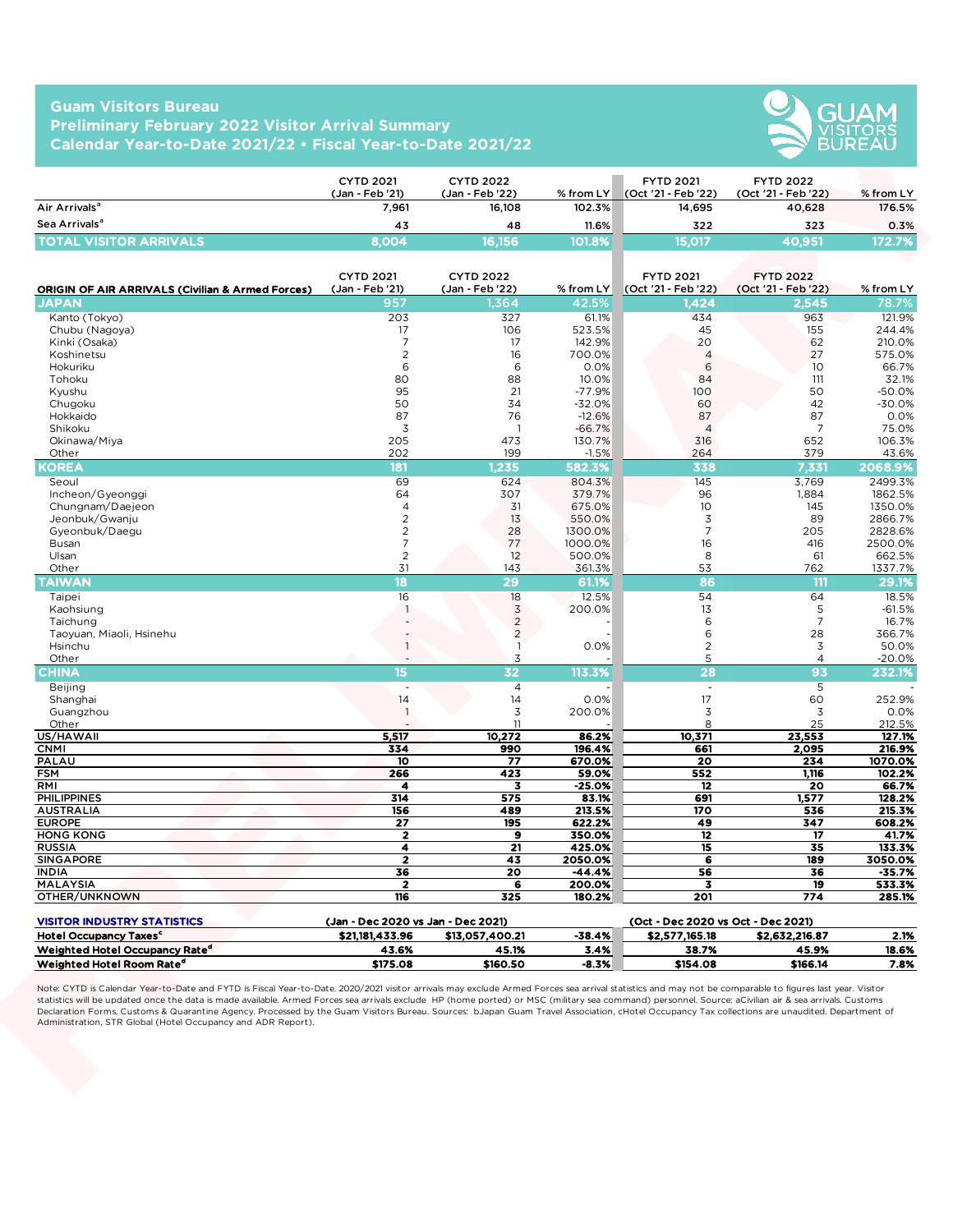## Guam Visitors Bureau
## Preliminary February 2022 Visitor Arrival Summary
## Calendar Year-to-Date 2021/22 • Fiscal Year-to-Date 2021/22

| | CYTD 2021 (Jan - Feb '21) | CYTD 2022 (Jan - Feb '22) | % from LY | FYTD 2021 (Oct '21 - Feb '22) | FYTD 2022 (Oct '21 - Feb '22) | % from LY |
|---|---|---|---|---|---|---|
| Air Arrivals[a] | 7,961 | 16,108 | 102.3% | 14,695 | 40,628 | 176.5% |
| Sea Arrivals[a] | 43 | 48 | 11.6% | 322 | 323 | 0.3% |
| **TOTAL VISITOR ARRIVALS** | **8,004** | **16,156** | **101.8%** | **15,017** | **40,951** | **172.7%** |

| ORIGIN OF AIR ARRIVALS (Civilian & Armed Forces) | CYTD 2021 (Jan - Feb '21) | CYTD 2022 (Jan - Feb '22) | % from LY | FYTD 2021 (Oct '21 - Feb '22) | FYTD 2022 (Oct '21 - Feb '22) | % from LY |
|---|---|---|---|---|---|---|
| **JAPAN** | **957** | **1,364** | **42.5%** | **1,424** | **2,545** | **78.7%** |
| Kanto (Tokyo) | 203 | 327 | 61.1% | 434 | 963 | 121.9% |
| Chubu (Nagoya) | 17 | 106 | 523.5% | 45 | 155 | 244.4% |
| Kinki (Osaka) | 7 | 17 | 142.9% | 20 | 62 | 210.0% |
| Koshinetsu | 2 | 16 | 700.0% | 4 | 27 | 575.0% |
| Hokuriku | 6 | 6 | 0.0% | 6 | 10 | 66.7% |
| Tohoku | 80 | 88 | 10.0% | 84 | 111 | 32.1% |
| Kyushu | 95 | 21 | -77.9% | 100 | 50 | -50.0% |
| Chugoku | 50 | 34 | -32.0% | 60 | 42 | -30.0% |
| Hokkaido | 87 | 76 | -12.6% | 87 | 87 | 0.0% |
| Shikoku | 3 | 1 | -66.7% | 4 | 7 | 75.0% |
| Okinawa/Miya | 205 | 473 | 130.7% | 316 | 652 | 106.3% |
| Other | 202 | 199 | -1.5% | 264 | 379 | 43.6% |
| **KOREA** | **181** | **1,235** | **582.3%** | **338** | **7,331** | **2068.9%** |
| Seoul | 69 | 624 | 804.3% | 145 | 3,769 | 2499.3% |
| Incheon/Gyeonggi | 64 | 307 | 379.7% | 96 | 1,884 | 1862.5% |
| Chungnam/Daejeon | 4 | 31 | 675.0% | 10 | 145 | 1350.0% |
| Jeonbuk/Gwanju | 2 | 13 | 550.0% | 3 | 89 | 2866.7% |
| Gyeonbuk/Daegu | 2 | 28 | 1300.0% | 7 | 205 | 2828.6% |
| Busan | 7 | 77 | 1000.0% | 16 | 416 | 2500.0% |
| Ulsan | 2 | 12 | 500.0% | 8 | 61 | 662.5% |
| Other | 31 | 143 | 361.3% | 53 | 762 | 1337.7% |
| **TAIWAN** | **18** | **29** | **61.1%** | **86** | **111** | **29.1%** |
| Taipei | 16 | 18 | 12.5% | 54 | 64 | 18.5% |
| Kaohsiung | 1 | 3 | 200.0% | 13 | 5 | -61.5% |
| Taichung | - | 2 | - | 6 | 7 | 16.7% |
| Taoyuan, Miaoli, Hsinehu | - | 2 | - | 6 | 28 | 366.7% |
| Hsinchu | 1 | 1 | 0.0% | 2 | 3 | 50.0% |
| Other | - | 3 | - | 5 | 4 | -20.0% |
| **CHINA** | **15** | **32** | **113.3%** | **28** | **93** | **232.1%** |
| Beijing | - | 4 | - | - | 5 | - |
| Shanghai | 14 | 14 | 0.0% | 17 | 60 | 252.9% |
| Guangzhou | 1 | 3 | 200.0% | 3 | 3 | 0.0% |
| Other | - | 11 | - | 8 | 25 | 212.5% |
| **US/HAWAII** | **5,517** | **10,272** | **86.2%** | **10,371** | **23,553** | **127.1%** |
| **CNMI** | **334** | **990** | **196.4%** | **661** | **2,095** | **216.9%** |
| **PALAU** | **10** | **77** | **670.0%** | **20** | **234** | **1070.0%** |
| **FSM** | **266** | **423** | **59.0%** | **552** | **1,116** | **102.2%** |
| **RMI** | **4** | **3** | **-25.0%** | **12** | **20** | **66.7%** |
| **PHILIPPINES** | **314** | **575** | **83.1%** | **691** | **1,577** | **128.2%** |
| **AUSTRALIA** | **156** | **489** | **213.5%** | **170** | **536** | **215.3%** |
| **EUROPE** | **27** | **195** | **622.2%** | **49** | **347** | **608.2%** |
| **HONG KONG** | **2** | **9** | **350.0%** | **12** | **17** | **41.7%** |
| **RUSSIA** | **4** | **21** | **425.0%** | **15** | **35** | **133.3%** |
| **SINGAPORE** | **2** | **43** | **2050.0%** | **6** | **189** | **3050.0%** |
| **INDIA** | **36** | **20** | **-44.4%** | **56** | **36** | **-35.7%** |
| **MALAYSIA** | **2** | **6** | **200.0%** | **3** | **19** | **533.3%** |
| **OTHER/UNKNOWN** | **116** | **325** | **180.2%** | **201** | **774** | **285.1%** |

| VISITOR INDUSTRY STATISTICS | (Jan - Dec 2020 vs Jan - Dec 2021) | | | (Oct - Dec 2020 vs Oct - Dec 2021) | | |
|---|---|---|---|---|---|---|
| **Hotel Occupancy Taxes[c]** | **$21,181,433.96** | **$13,057,400.21** | **-38.4%** | **$2,577,165.18** | **$2,632,216.87** | **2.1%** |
| **Weighted Hotel Occupancy Rate[d]** | **43.6%** | **45.1%** | **3.4%** | **38.7%** | **45.9%** | **18.6%** |
| **Weighted Hotel Room Rate[d]** | **$175.08** | **$160.50** | **-8.3%** | **$154.08** | **$166.14** | **7.8%** |

Note: CYTD is Calendar Year-to-Date and FYTD is Fiscal Year-to-Date. 2020/2021 visitor arrivals may exclude Armed Forces sea arrival statistics and may not be comparable to figures last year. Visitor statistics will be updated once the data is made available. Armed Forces sea arrivals exclude HP (home ported) or MSC (military sea command) personnel. Source: aCivilian air & sea arrivals. Customs Declaration Forms, Customs & Quarantine Agency. Processed by the Guam Visitors Bureau. Sources: bJapan Guam Travel Association, cHotel Occupancy Tax collections are unaudited. Department of Administration, STR Global (Hotel Occupancy and ADR Report).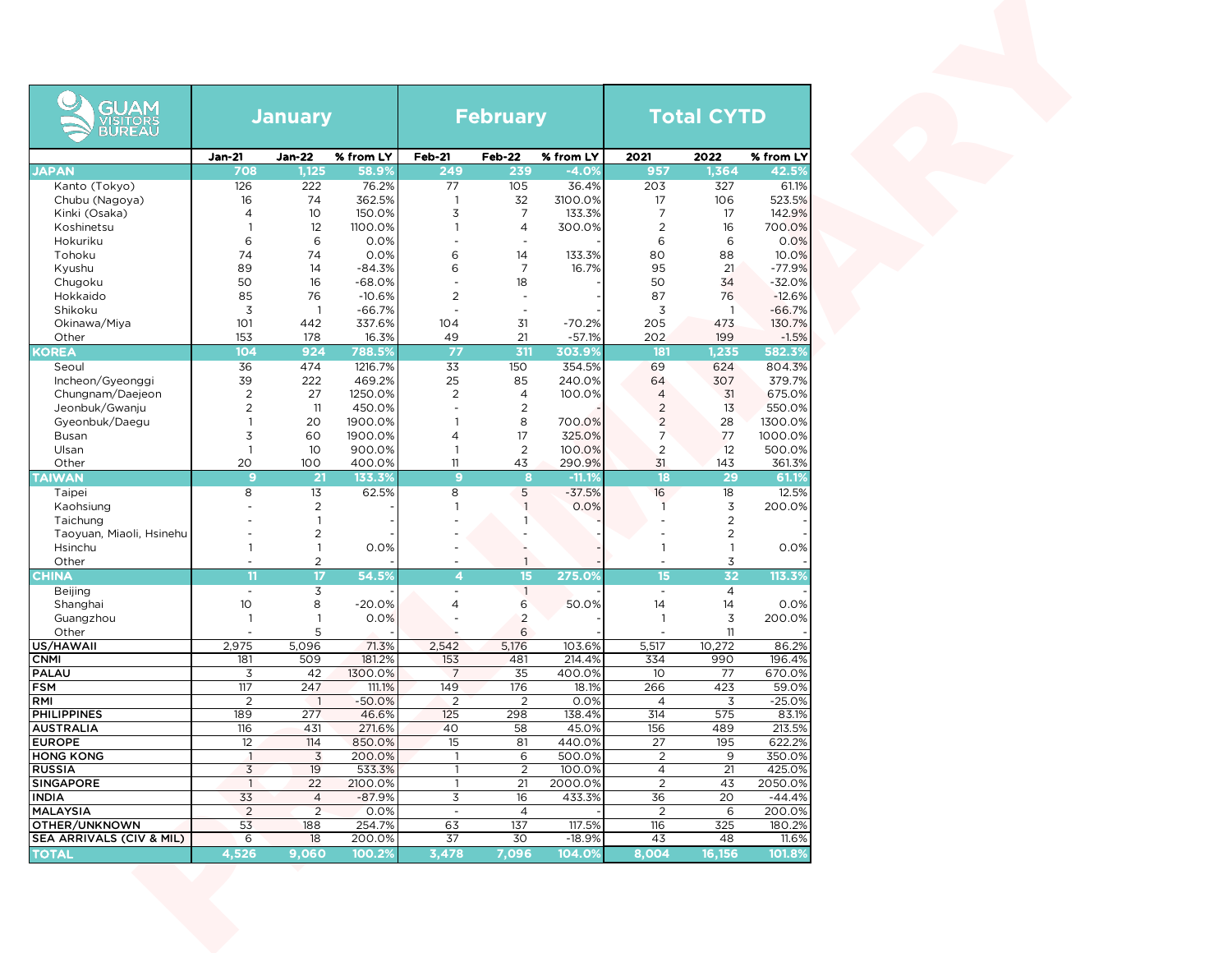| GUAM VISITORS BUREAU | January | | | February | | | Total CYTD | | |
|---|---|---|---|---|---|---|---|---|---|
| | Jan-21 | Jan-22 | % from LY | Feb-21 | Feb-22 | % from LY | 2021 | 2022 | % from LY |
| **JAPAN** | **708** | **1,125** | **58.9%** | **249** | **239** | **-4.0%** | **957** | **1,364** | **42.5%** |
| Kanto (Tokyo) | 126 | 222 | 76.2% | 77 | 105 | 36.4% | 203 | 327 | 61.1% |
| Chubu (Nagoya) | 16 | 74 | 362.5% | 1 | 32 | 3100.0% | 17 | 106 | 523.5% |
| Kinki (Osaka) | 4 | 10 | 150.0% | 3 | 7 | 133.3% | 7 | 17 | 142.9% |
| Koshinetsu | 1 | 12 | 1100.0% | 1 | 4 | 300.0% | 2 | 16 | 700.0% |
| Hokuriku | 6 | 6 | 0.0% | - | - | - | 6 | 6 | 0.0% |
| Tohoku | 74 | 74 | 0.0% | 6 | 14 | 133.3% | 80 | 88 | 10.0% |
| Kyushu | 89 | 14 | -84.3% | 6 | 7 | 16.7% | 95 | 21 | -77.9% |
| Chugoku | 50 | 16 | -68.0% | - | 18 | - | 50 | 34 | -32.0% |
| Hokkaido | 85 | 76 | -10.6% | 2 | - | - | 87 | 76 | -12.6% |
| Shikoku | 3 | 1 | -66.7% | - | - | - | 3 | 1 | -66.7% |
| Okinawa/Miya | 101 | 442 | 337.6% | 104 | 31 | -70.2% | 205 | 473 | 130.7% |
| Other | 153 | 178 | 16.3% | 49 | 21 | -57.1% | 202 | 199 | -1.5% |
| **KOREA** | **104** | **924** | **788.5%** | **77** | **311** | **303.9%** | **181** | **1,235** | **582.3%** |
| Seoul | 36 | 474 | 1216.7% | 33 | 150 | 354.5% | 69 | 624 | 804.3% |
| Incheon/Gyeonggi | 39 | 222 | 469.2% | 25 | 85 | 240.0% | 64 | 307 | 379.7% |
| Chungnam/Daejeon | 2 | 27 | 1250.0% | 2 | 4 | 100.0% | 4 | 31 | 675.0% |
| Jeonbuk/Gwanju | 2 | 11 | 450.0% | - | 2 | - | 2 | 13 | 550.0% |
| Gyeonbuk/Daegu | 1 | 20 | 1900.0% | 1 | 8 | 700.0% | 2 | 28 | 1300.0% |
| Busan | 3 | 60 | 1900.0% | 4 | 17 | 325.0% | 7 | 77 | 1000.0% |
| Ulsan | 1 | 10 | 900.0% | 1 | 2 | 100.0% | 2 | 12 | 500.0% |
| Other | 20 | 100 | 400.0% | 11 | 43 | 290.9% | 31 | 143 | 361.3% |
| **TAIWAN** | **9** | **21** | **133.3%** | **9** | **8** | **-11.1%** | **18** | **29** | **61.1%** |
| Taipei | 8 | 13 | 62.5% | 8 | 5 | -37.5% | 16 | 18 | 12.5% |
| Kaohsiung | - | 2 | - | 1 | 1 | 0.0% | 1 | 3 | 200.0% |
| Taichung | - | 1 | - | - | 1 | - | - | 2 | - |
| Taoyuan, Miaoli, Hsinehu | - | 2 | - | - | - | - | - | 2 | - |
| Hsinchu | 1 | 1 | 0.0% | - | - | - | 1 | 1 | 0.0% |
| Other | - | 2 | - | - | 1 | - | - | 3 | - |
| **CHINA** | **11** | **17** | **54.5%** | **4** | **15** | **275.0%** | **15** | **32** | **113.3%** |
| Beijing | - | 3 | - | - | 1 | - | - | 4 | - |
| Shanghai | 10 | 8 | -20.0% | 4 | 6 | 50.0% | 14 | 14 | 0.0% |
| Guangzhou | 1 | 1 | 0.0% | - | 2 | - | 1 | 3 | 200.0% |
| Other | - | 5 | - | - | 6 | - | - | 11 | - |
| **US/HAWAII** | 2,975 | 5,096 | 71.3% | 2,542 | 5,176 | 103.6% | 5,517 | 10,272 | 86.2% |
| **CNMI** | 181 | 509 | 181.2% | 153 | 481 | 214.4% | 334 | 990 | 196.4% |
| **PALAU** | 3 | 42 | 1300.0% | 7 | 35 | 400.0% | 10 | 77 | 670.0% |
| **FSM** | 117 | 247 | 111.1% | 149 | 176 | 18.1% | 266 | 423 | 59.0% |
| **RMI** | 2 | 1 | -50.0% | 2 | 2 | 0.0% | 4 | 3 | -25.0% |
| **PHILIPPINES** | 189 | 277 | 46.6% | 125 | 298 | 138.4% | 314 | 575 | 83.1% |
| **AUSTRALIA** | 116 | 431 | 271.6% | 40 | 58 | 45.0% | 156 | 489 | 213.5% |
| **EUROPE** | 12 | 114 | 850.0% | 15 | 81 | 440.0% | 27 | 195 | 622.2% |
| **HONG KONG** | 1 | 3 | 200.0% | 1 | 6 | 500.0% | 2 | 9 | 350.0% |
| **RUSSIA** | 3 | 19 | 533.3% | 1 | 2 | 100.0% | 4 | 21 | 425.0% |
| **SINGAPORE** | 1 | 22 | 2100.0% | 1 | 21 | 2000.0% | 2 | 43 | 2050.0% |
| **INDIA** | 33 | 4 | -87.9% | 3 | 16 | 433.3% | 36 | 20 | -44.4% |
| **MALAYSIA** | 2 | 2 | 0.0% | - | 4 | - | 2 | 6 | 200.0% |
| **OTHER/UNKNOWN** | 53 | 188 | 254.7% | 63 | 137 | 117.5% | 116 | 325 | 180.2% |
| **SEA ARRIVALS (CIV & MIL)** | 6 | 18 | 200.0% | 37 | 30 | -18.9% | 43 | 48 | 11.6% |
| **TOTAL** | **4,526** | **9,060** | **100.2%** | **3,478** | **7,096** | **104.0%** | **8,004** | **16,156** | **101.8%** |

PRELIMINARY